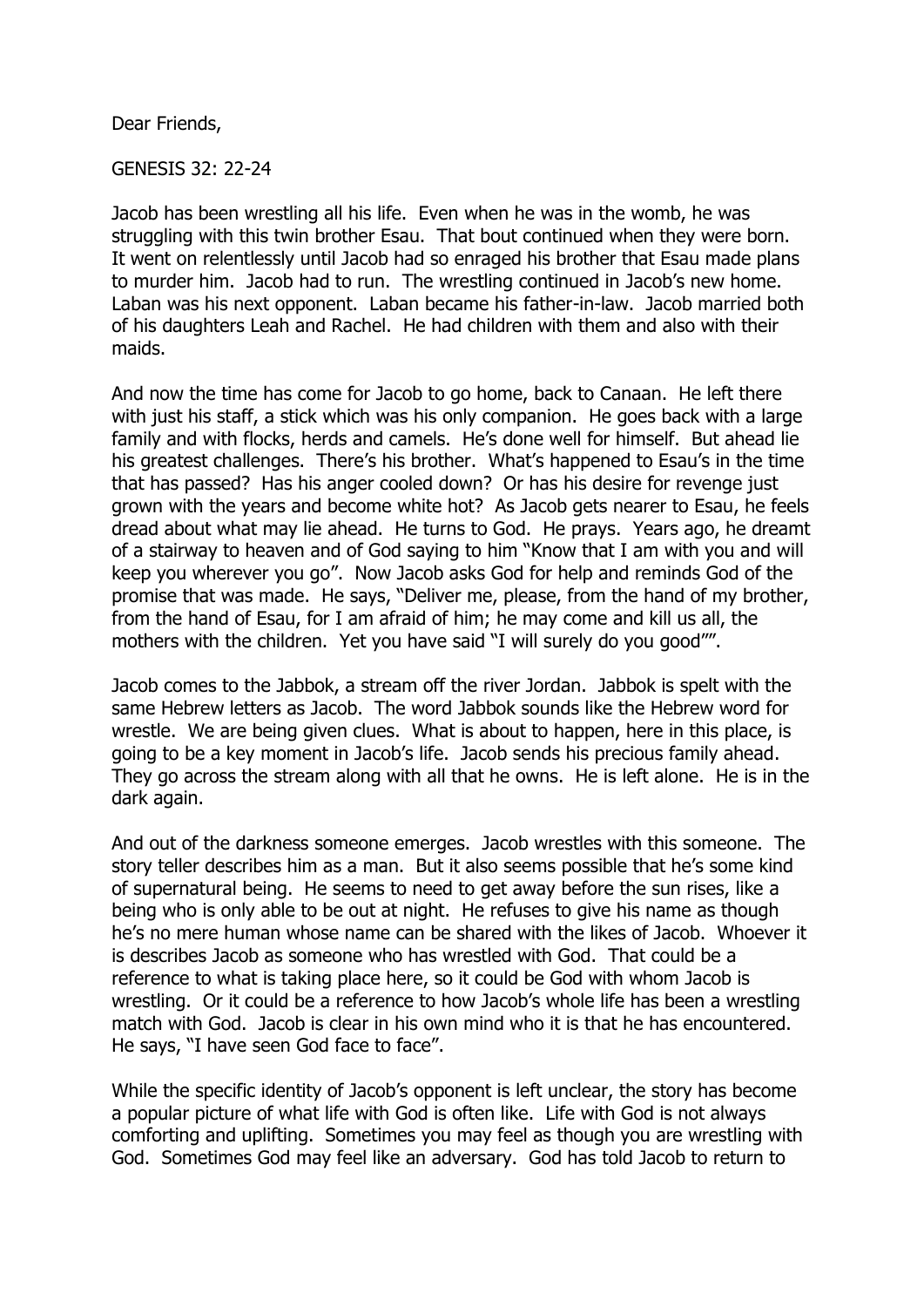Dear Friends,

GENESIS 32: 22-24

Jacob has been wrestling all his life. Even when he was in the womb, he was struggling with this twin brother Esau. That bout continued when they were born. It went on relentlessly until Jacob had so enraged his brother that Esau made plans to murder him. Jacob had to run. The wrestling continued in Jacob's new home. Laban was his next opponent. Laban became his father-in-law. Jacob married both of his daughters Leah and Rachel. He had children with them and also with their maids.

And now the time has come for Jacob to go home, back to Canaan. He left there with just his staff, a stick which was his only companion. He goes back with a large family and with flocks, herds and camels. He's done well for himself. But ahead lie his greatest challenges. There's his brother. What's happened to Esau's in the time that has passed? Has his anger cooled down? Or has his desire for revenge just grown with the years and become white hot? As Jacob gets nearer to Esau, he feels dread about what may lie ahead. He turns to God. He prays. Years ago, he dreamt of a stairway to heaven and of God saying to him "Know that I am with you and will keep you wherever you go". Now Jacob asks God for help and reminds God of the promise that was made. He says, "Deliver me, please, from the hand of my brother, from the hand of Esau, for I am afraid of him; he may come and kill us all, the mothers with the children. Yet you have said "I will surely do you good"".

Jacob comes to the Jabbok, a stream off the river Jordan. Jabbok is spelt with the same Hebrew letters as Jacob. The word Jabbok sounds like the Hebrew word for wrestle. We are being given clues. What is about to happen, here in this place, is going to be a key moment in Jacob's life. Jacob sends his precious family ahead. They go across the stream along with all that he owns. He is left alone. He is in the dark again.

And out of the darkness someone emerges. Jacob wrestles with this someone. The story teller describes him as a man. But it also seems possible that he's some kind of supernatural being. He seems to need to get away before the sun rises, like a being who is only able to be out at night. He refuses to give his name as though he's no mere human whose name can be shared with the likes of Jacob. Whoever it is describes Jacob as someone who has wrestled with God. That could be a reference to what is taking place here, so it could be God with whom Jacob is wrestling. Or it could be a reference to how Jacob's whole life has been a wrestling match with God. Jacob is clear in his own mind who it is that he has encountered. He says, "I have seen God face to face".

While the specific identity of Jacob's opponent is left unclear, the story has become a popular picture of what life with God is often like. Life with God is not always comforting and uplifting. Sometimes you may feel as though you are wrestling with God. Sometimes God may feel like an adversary. God has told Jacob to return to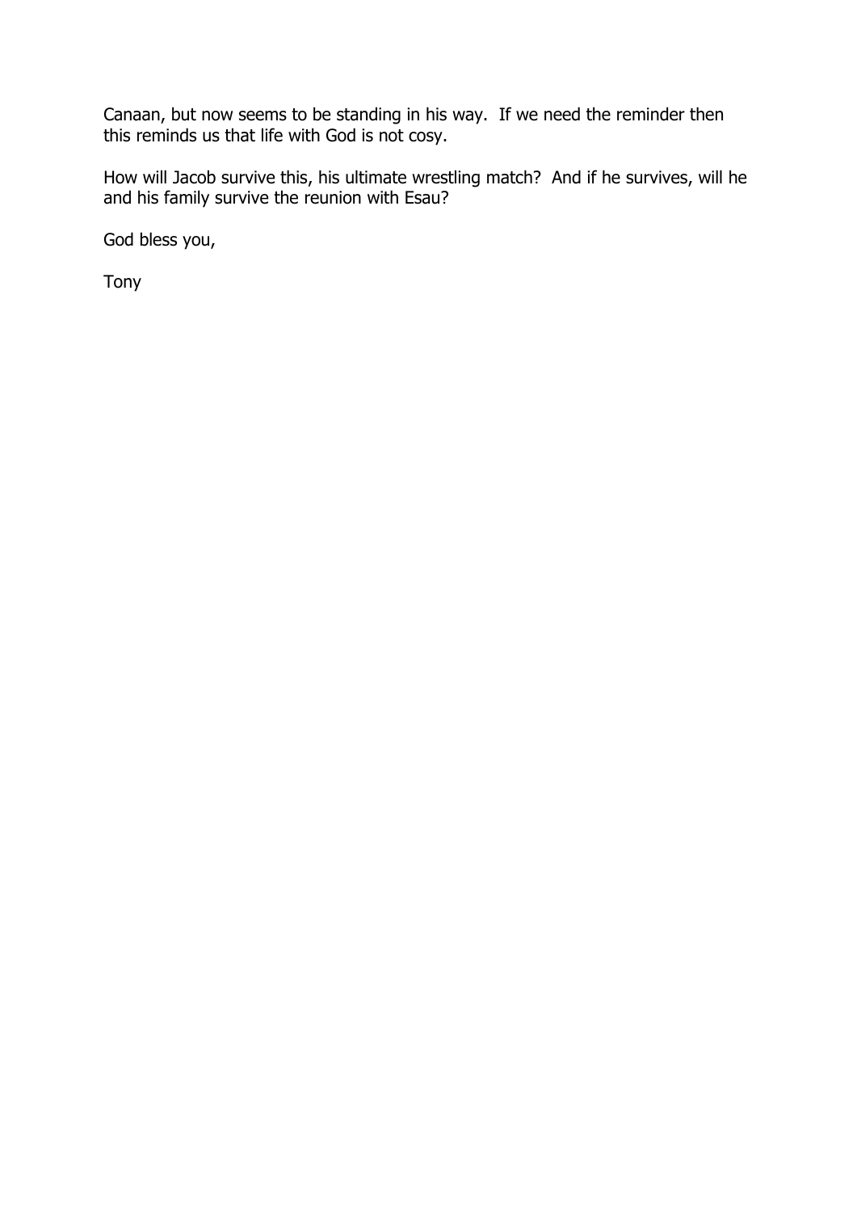Canaan, but now seems to be standing in his way. If we need the reminder then this reminds us that life with God is not cosy.

How will Jacob survive this, his ultimate wrestling match? And if he survives, will he and his family survive the reunion with Esau?

God bless you,

Tony